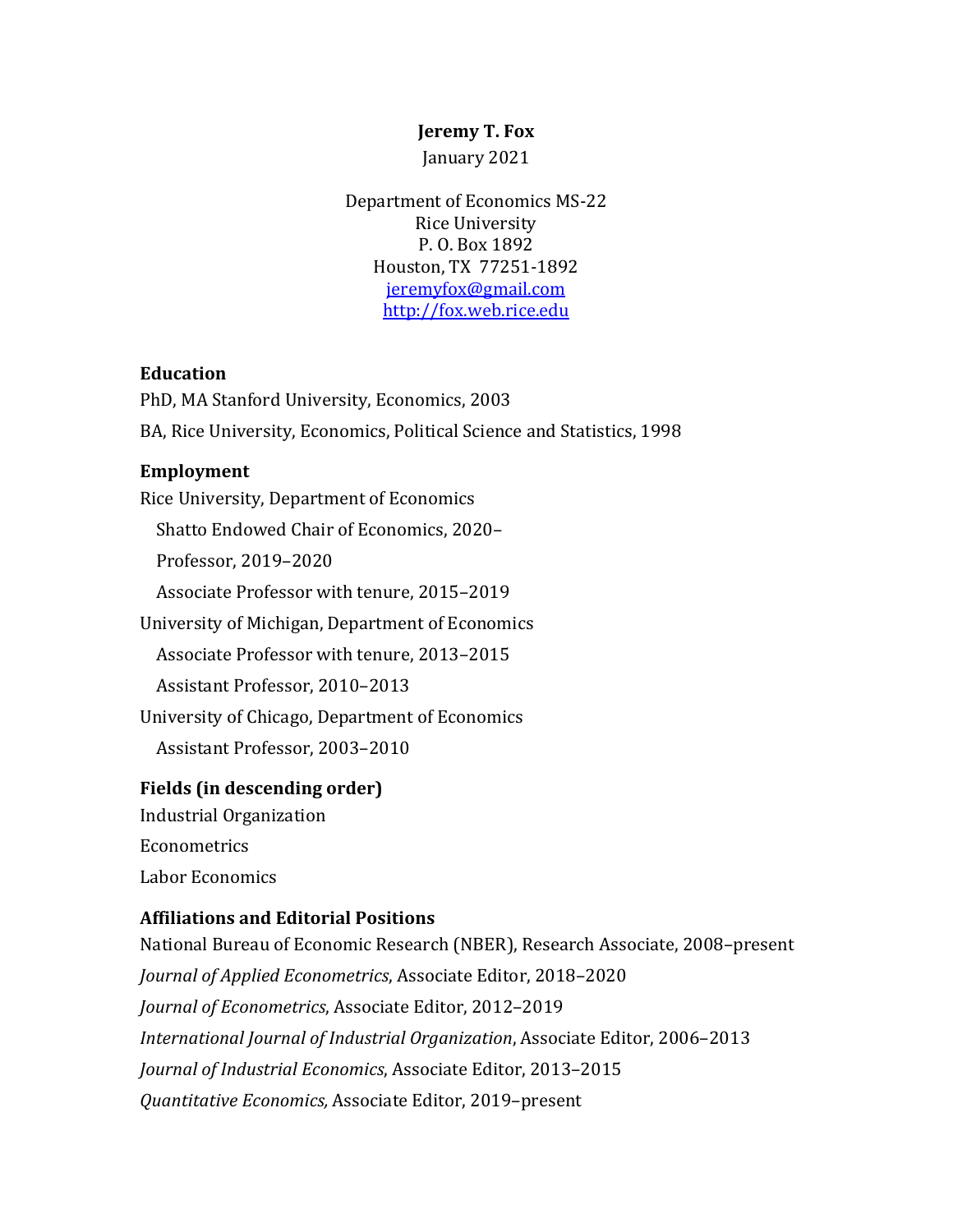**Jeremy T. Fox**

January 2021

Department of Economics MS-22
Rice University
P. O. Box 1892
Houston, TX 77251-1892
[jeremyfox@gmail.com](mailto:jeremyfox@gmail.com)
[http://fox.web.rice.edu](http://fox.web.rice.edu)

## Education

PhD, MA Stanford University, Economics, 2003

BA, Rice University, Economics, Political Science and Statistics, 1998

## Employment

Rice University, Department of Economics

- Shatto Endowed Chair of Economics, 2020–
- Professor, 2019–2020
- Associate Professor with tenure, 2015–2019

University of Michigan, Department of Economics

- Associate Professor with tenure, 2013–2015
- Assistant Professor, 2010–2013

University of Chicago, Department of Economics

- Assistant Professor, 2003–2010

## Fields (in descending order)

Industrial Organization

Econometrics

Labor Economics

## Affiliations and Editorial Positions

National Bureau of Economic Research (NBER), Research Associate, 2008–present

*Journal of Applied Econometrics*, Associate Editor, 2018–2020

*Journal of Econometrics*, Associate Editor, 2012–2019

*International Journal of Industrial Organization*, Associate Editor, 2006–2013

*Journal of Industrial Economics*, Associate Editor, 2013–2015

*Quantitative Economics,* Associate Editor, 2019–present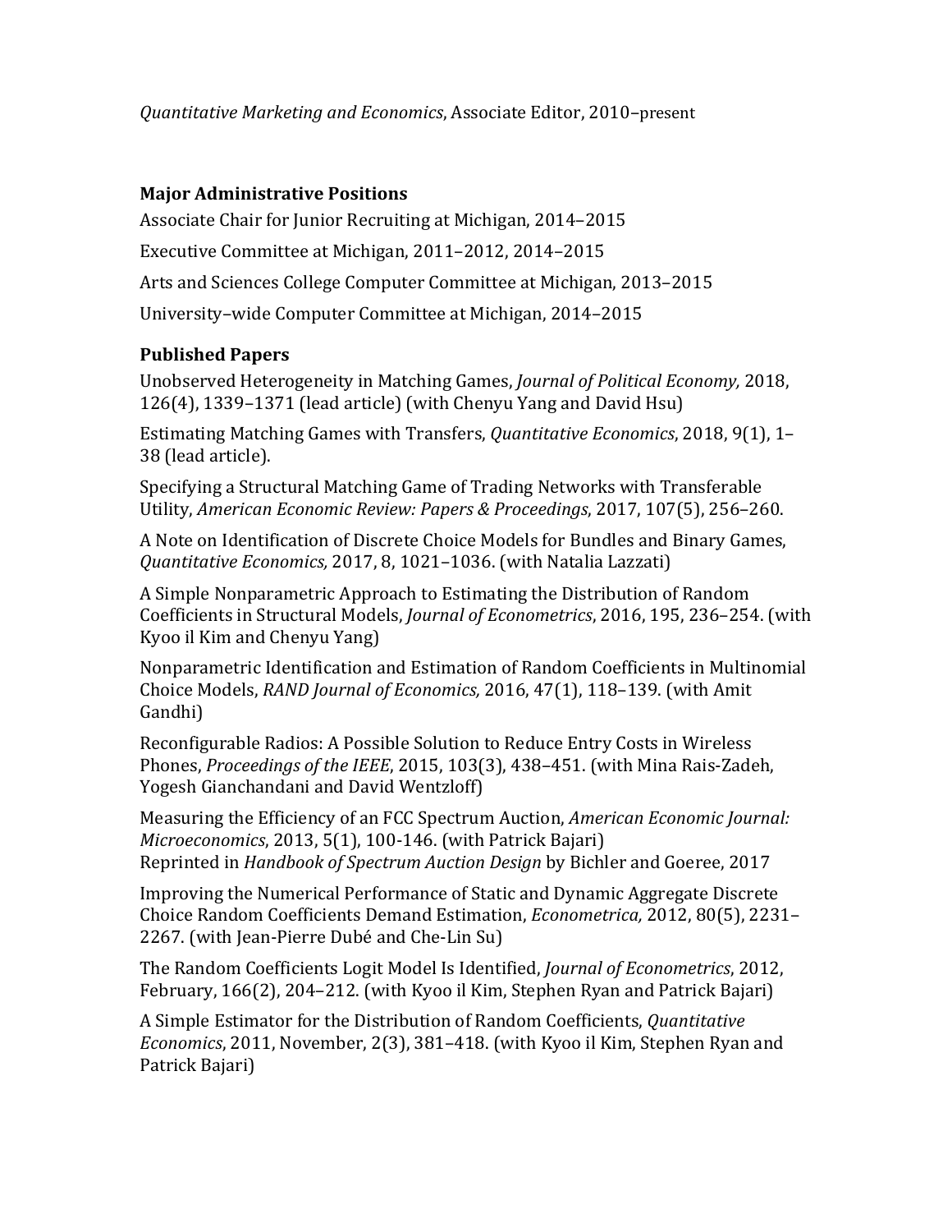*Quantitative Marketing and Economics*, Associate Editor, 2010–present

### Major Administrative Positions

Associate Chair for Junior Recruiting at Michigan, 2014–2015

Executive Committee at Michigan, 2011–2012, 2014–2015

Arts and Sciences College Computer Committee at Michigan, 2013–2015

University–wide Computer Committee at Michigan, 2014–2015

### Published Papers

Unobserved Heterogeneity in Matching Games, *Journal of Political Economy,* 2018, 126(4), 1339–1371 (lead article) (with Chenyu Yang and David Hsu)

Estimating Matching Games with Transfers, *Quantitative Economics*, 2018, 9(1), 1–38 (lead article).

Specifying a Structural Matching Game of Trading Networks with Transferable Utility, *American Economic Review: Papers & Proceedings*, 2017, 107(5), 256–260.

A Note on Identification of Discrete Choice Models for Bundles and Binary Games, *Quantitative Economics,* 2017, 8, 1021–1036. (with Natalia Lazzati)

A Simple Nonparametric Approach to Estimating the Distribution of Random Coefficients in Structural Models, *Journal of Econometrics*, 2016, 195, 236–254. (with Kyoo il Kim and Chenyu Yang)

Nonparametric Identification and Estimation of Random Coefficients in Multinomial Choice Models, *RAND Journal of Economics,* 2016, 47(1), 118–139. (with Amit Gandhi)

Reconfigurable Radios: A Possible Solution to Reduce Entry Costs in Wireless Phones, *Proceedings of the IEEE*, 2015, 103(3), 438–451. (with Mina Rais-Zadeh, Yogesh Gianchandani and David Wentzloff)

Measuring the Efficiency of an FCC Spectrum Auction, *American Economic Journal: Microeconomics*, 2013, 5(1), 100-146. (with Patrick Bajari)
Reprinted in *Handbook of Spectrum Auction Design* by Bichler and Goeree, 2017

Improving the Numerical Performance of Static and Dynamic Aggregate Discrete Choice Random Coefficients Demand Estimation, *Econometrica,* 2012, 80(5), 2231–2267. (with Jean-Pierre Dubé and Che-Lin Su)

The Random Coefficients Logit Model Is Identified, *Journal of Econometrics*, 2012, February, 166(2), 204–212. (with Kyoo il Kim, Stephen Ryan and Patrick Bajari)

A Simple Estimator for the Distribution of Random Coefficients, *Quantitative Economics*, 2011, November, 2(3), 381–418. (with Kyoo il Kim, Stephen Ryan and Patrick Bajari)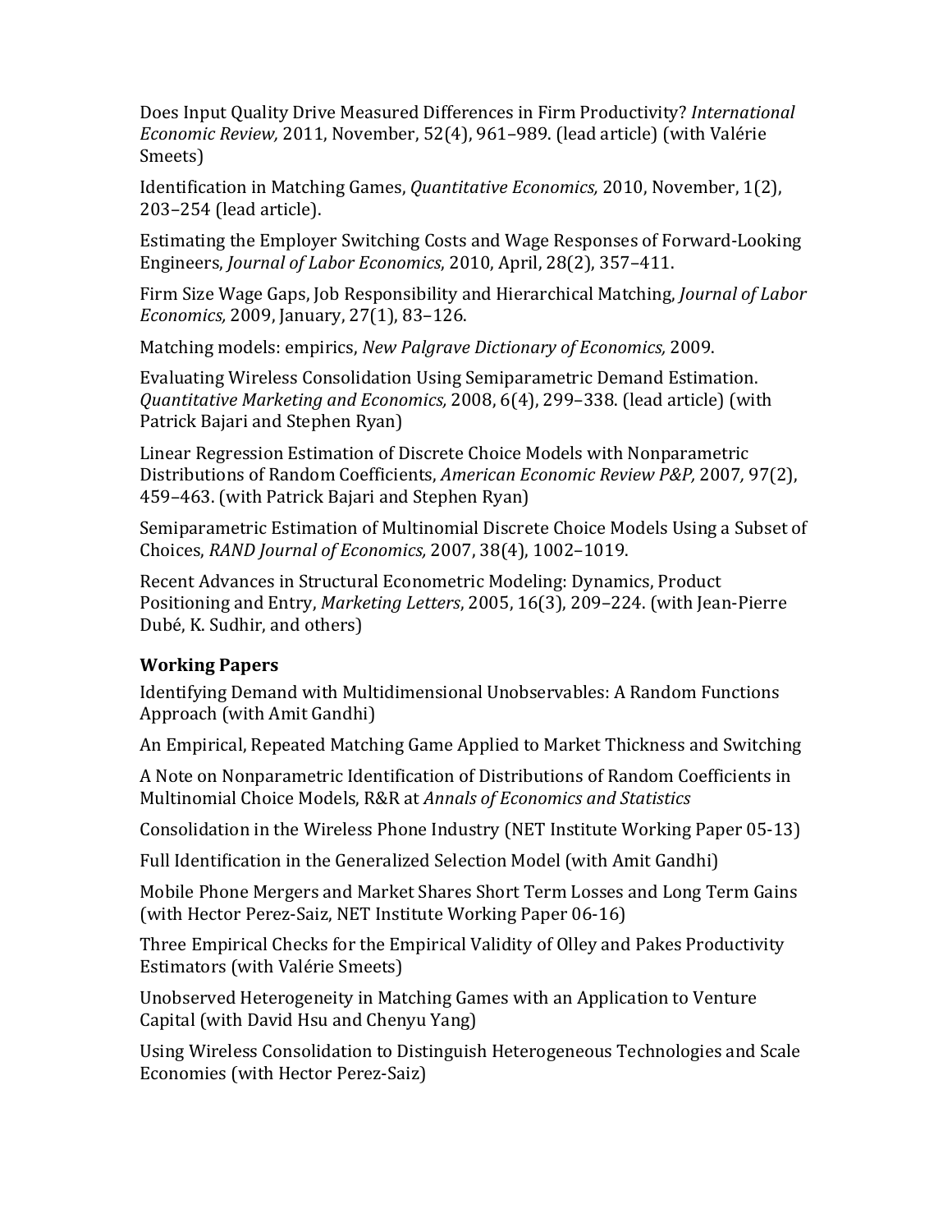Does Input Quality Drive Measured Differences in Firm Productivity? *International Economic Review,* 2011, November, 52(4), 961–989. (lead article) (with Valérie Smeets)

Identification in Matching Games, *Quantitative Economics,* 2010, November, 1(2), 203–254 (lead article).

Estimating the Employer Switching Costs and Wage Responses of Forward-Looking Engineers, *Journal of Labor Economics*, 2010, April, 28(2), 357–411.

Firm Size Wage Gaps, Job Responsibility and Hierarchical Matching, *Journal of Labor Economics,* 2009, January, 27(1), 83–126.

Matching models: empirics, *New Palgrave Dictionary of Economics,* 2009.

Evaluating Wireless Consolidation Using Semiparametric Demand Estimation. *Quantitative Marketing and Economics,* 2008, 6(4), 299–338. (lead article) (with Patrick Bajari and Stephen Ryan)

Linear Regression Estimation of Discrete Choice Models with Nonparametric Distributions of Random Coefficients, *American Economic Review P&P,* 2007, 97(2), 459–463. (with Patrick Bajari and Stephen Ryan)

Semiparametric Estimation of Multinomial Discrete Choice Models Using a Subset of Choices, *RAND Journal of Economics,* 2007, 38(4), 1002–1019.

Recent Advances in Structural Econometric Modeling: Dynamics, Product Positioning and Entry, *Marketing Letters*, 2005, 16(3), 209–224. (with Jean-Pierre Dubé, K. Sudhir, and others)

### Working Papers

Identifying Demand with Multidimensional Unobservables: A Random Functions Approach (with Amit Gandhi)

An Empirical, Repeated Matching Game Applied to Market Thickness and Switching

A Note on Nonparametric Identification of Distributions of Random Coefficients in Multinomial Choice Models, R&R at *Annals of Economics and Statistics*

Consolidation in the Wireless Phone Industry (NET Institute Working Paper 05-13)

Full Identification in the Generalized Selection Model (with Amit Gandhi)

Mobile Phone Mergers and Market Shares Short Term Losses and Long Term Gains (with Hector Perez-Saiz, NET Institute Working Paper 06-16)

Three Empirical Checks for the Empirical Validity of Olley and Pakes Productivity Estimators (with Valérie Smeets)

Unobserved Heterogeneity in Matching Games with an Application to Venture Capital (with David Hsu and Chenyu Yang)

Using Wireless Consolidation to Distinguish Heterogeneous Technologies and Scale Economies (with Hector Perez-Saiz)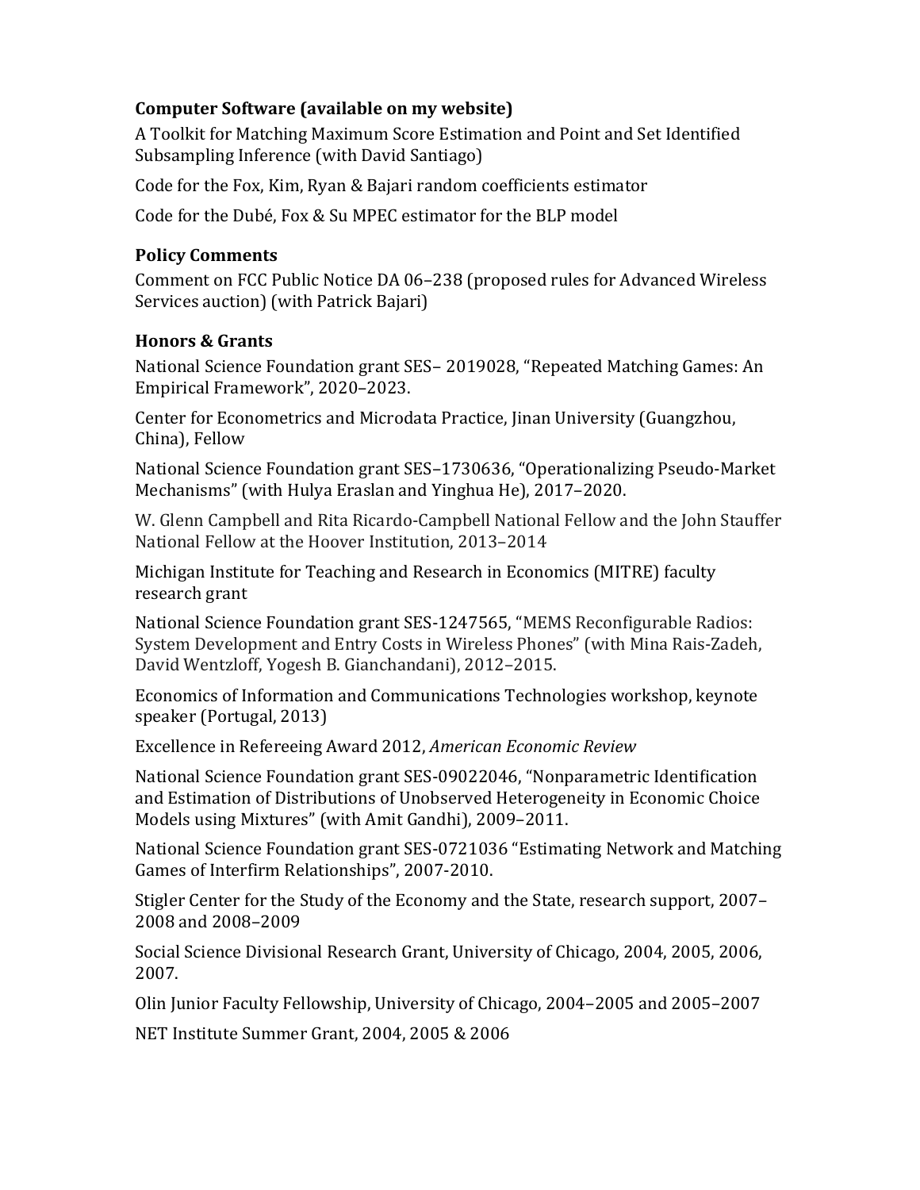### Computer Software (available on my website)

A Toolkit for Matching Maximum Score Estimation and Point and Set Identified Subsampling Inference (with David Santiago)

Code for the Fox, Kim, Ryan & Bajari random coefficients estimator

Code for the Dubé, Fox & Su MPEC estimator for the BLP model

### Policy Comments

Comment on FCC Public Notice DA 06–238 (proposed rules for Advanced Wireless Services auction) (with Patrick Bajari)

### Honors & Grants

National Science Foundation grant SES– 2019028, "Repeated Matching Games: An Empirical Framework", 2020–2023.

Center for Econometrics and Microdata Practice, Jinan University (Guangzhou, China), Fellow

National Science Foundation grant SES–1730636, "Operationalizing Pseudo-Market Mechanisms" (with Hulya Eraslan and Yinghua He), 2017–2020.

W. Glenn Campbell and Rita Ricardo-Campbell National Fellow and the John Stauffer National Fellow at the Hoover Institution, 2013–2014

Michigan Institute for Teaching and Research in Economics (MITRE) faculty research grant

National Science Foundation grant SES-1247565, "MEMS Reconfigurable Radios: System Development and Entry Costs in Wireless Phones" (with Mina Rais-Zadeh, David Wentzloff, Yogesh B. Gianchandani), 2012–2015.

Economics of Information and Communications Technologies workshop, keynote speaker (Portugal, 2013)

Excellence in Refereeing Award 2012, *American Economic Review*

National Science Foundation grant SES-09022046, "Nonparametric Identification and Estimation of Distributions of Unobserved Heterogeneity in Economic Choice Models using Mixtures" (with Amit Gandhi), 2009–2011.

National Science Foundation grant SES-0721036 "Estimating Network and Matching Games of Interfirm Relationships", 2007-2010.

Stigler Center for the Study of the Economy and the State, research support, 2007–2008 and 2008–2009

Social Science Divisional Research Grant, University of Chicago, 2004, 2005, 2006, 2007.

Olin Junior Faculty Fellowship, University of Chicago, 2004–2005 and 2005–2007

NET Institute Summer Grant, 2004, 2005 & 2006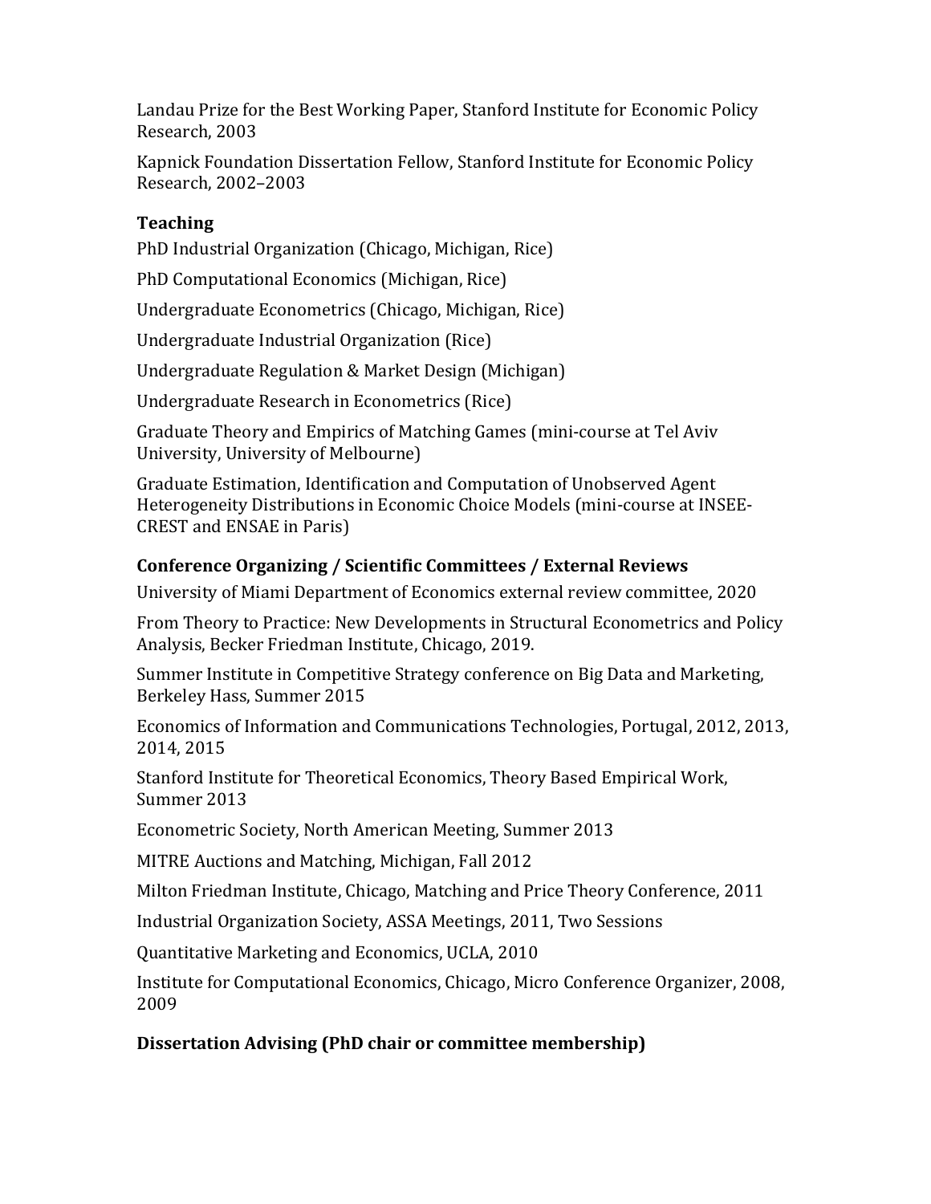Landau Prize for the Best Working Paper, Stanford Institute for Economic Policy Research, 2003

Kapnick Foundation Dissertation Fellow, Stanford Institute for Economic Policy Research, 2002–2003

### Teaching

PhD Industrial Organization (Chicago, Michigan, Rice)

PhD Computational Economics (Michigan, Rice)

Undergraduate Econometrics (Chicago, Michigan, Rice)

Undergraduate Industrial Organization (Rice)

Undergraduate Regulation & Market Design (Michigan)

Undergraduate Research in Econometrics (Rice)

Graduate Theory and Empirics of Matching Games (mini-course at Tel Aviv University, University of Melbourne)

Graduate Estimation, Identification and Computation of Unobserved Agent Heterogeneity Distributions in Economic Choice Models (mini-course at INSEE-CREST and ENSAE in Paris)

### Conference Organizing / Scientific Committees / External Reviews

University of Miami Department of Economics external review committee, 2020

From Theory to Practice: New Developments in Structural Econometrics and Policy Analysis, Becker Friedman Institute, Chicago, 2019.

Summer Institute in Competitive Strategy conference on Big Data and Marketing, Berkeley Hass, Summer 2015

Economics of Information and Communications Technologies, Portugal, 2012, 2013, 2014, 2015

Stanford Institute for Theoretical Economics, Theory Based Empirical Work, Summer 2013

Econometric Society, North American Meeting, Summer 2013

MITRE Auctions and Matching, Michigan, Fall 2012

Milton Friedman Institute, Chicago, Matching and Price Theory Conference, 2011

Industrial Organization Society, ASSA Meetings, 2011, Two Sessions

Quantitative Marketing and Economics, UCLA, 2010

Institute for Computational Economics, Chicago, Micro Conference Organizer, 2008, 2009

### Dissertation Advising (PhD chair or committee membership)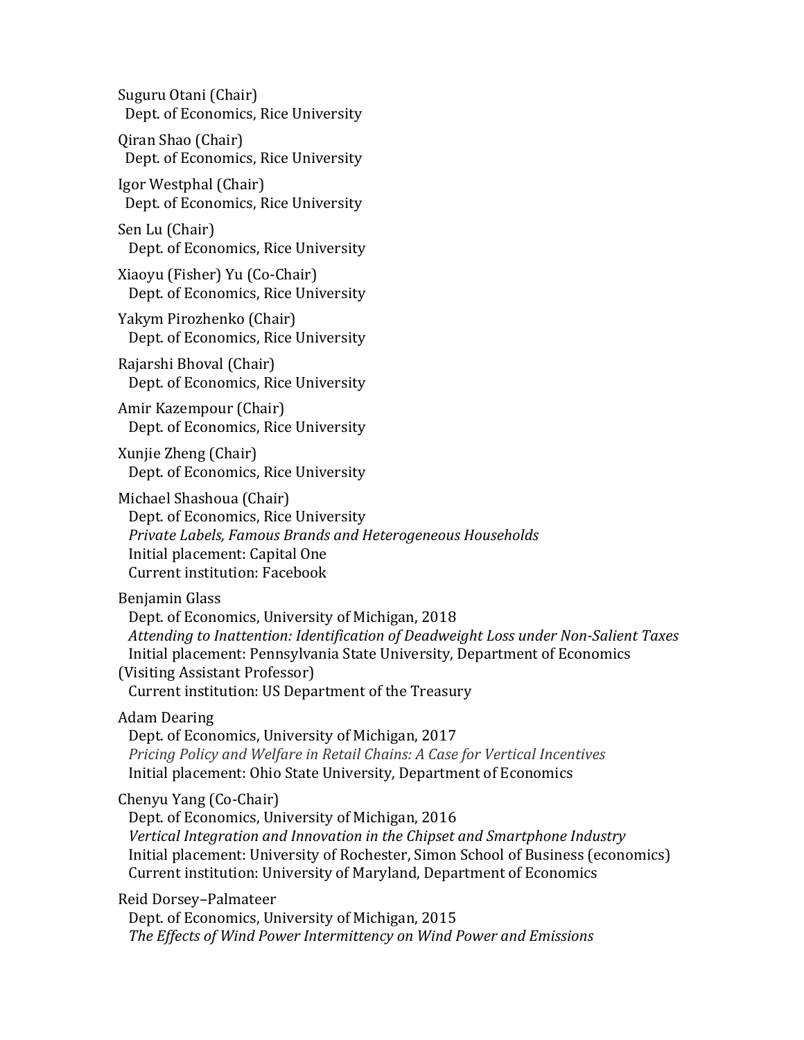Suguru Otani (Chair)
Dept. of Economics, Rice University

Qiran Shao (Chair)
Dept. of Economics, Rice University

Igor Westphal (Chair)
Dept. of Economics, Rice University

Sen Lu (Chair)
Dept. of Economics, Rice University

Xiaoyu (Fisher) Yu (Co-Chair)
Dept. of Economics, Rice University

Yakym Pirozhenko (Chair)
Dept. of Economics, Rice University

Rajarshi Bhoval (Chair)
Dept. of Economics, Rice University

Amir Kazempour (Chair)
Dept. of Economics, Rice University

Xunjie Zheng (Chair)
Dept. of Economics, Rice University

Michael Shashoua (Chair)
Dept. of Economics, Rice University
*Private Labels, Famous Brands and Heterogeneous Households*
Initial placement: Capital One
Current institution: Facebook

Benjamin Glass
Dept. of Economics, University of Michigan, 2018
*Attending to Inattention: Identification of Deadweight Loss under Non-Salient Taxes*
Initial placement: Pennsylvania State University, Department of Economics (Visiting Assistant Professor)
Current institution: US Department of the Treasury

Adam Dearing
Dept. of Economics, University of Michigan, 2017
*Pricing Policy and Welfare in Retail Chains: A Case for Vertical Incentives*
Initial placement: Ohio State University, Department of Economics

Chenyu Yang (Co-Chair)
Dept. of Economics, University of Michigan, 2016
*Vertical Integration and Innovation in the Chipset and Smartphone Industry*
Initial placement: University of Rochester, Simon School of Business (economics)
Current institution: University of Maryland, Department of Economics

Reid Dorsey–Palmateer
Dept. of Economics, University of Michigan, 2015
*The Effects of Wind Power Intermittency on Wind Power and Emissions*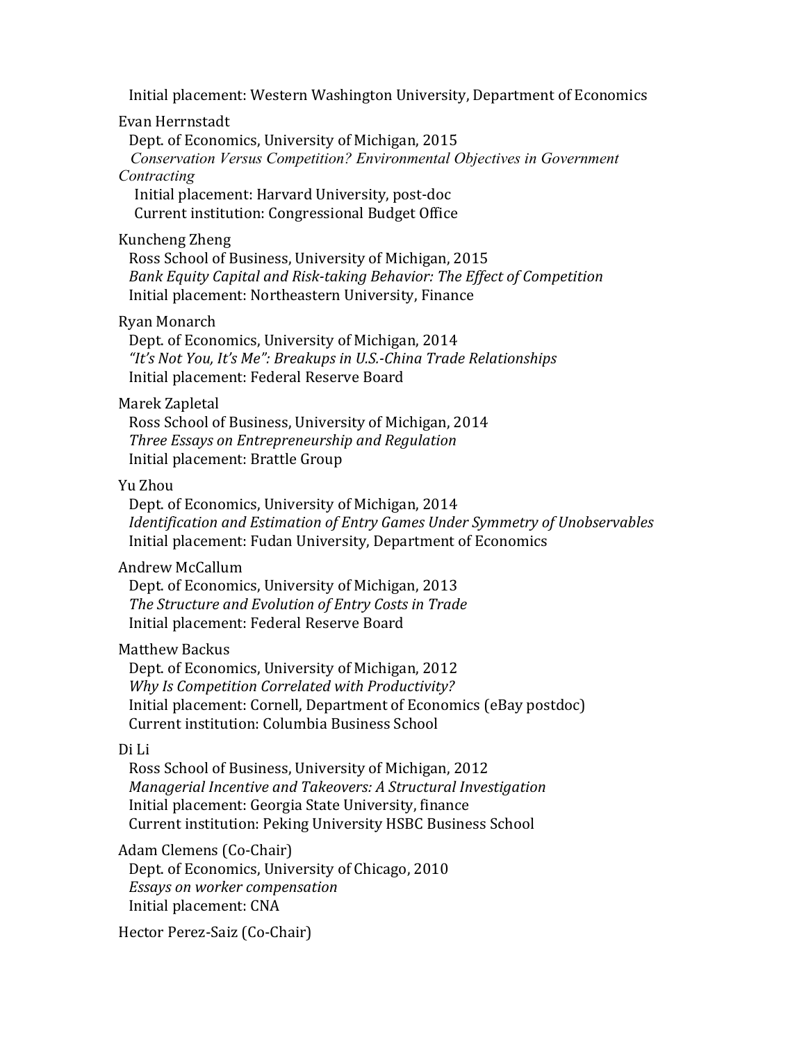Initial placement: Western Washington University, Department of Economics

Evan Herrnstadt
Dept. of Economics, University of Michigan, 2015
*Conservation Versus Competition? Environmental Objectives in Government Contracting*
Initial placement: Harvard University, post-doc
Current institution: Congressional Budget Office

Kuncheng Zheng
Ross School of Business, University of Michigan, 2015
*Bank Equity Capital and Risk-taking Behavior: The Effect of Competition*
Initial placement: Northeastern University, Finance

Ryan Monarch
Dept. of Economics, University of Michigan, 2014
*"It's Not You, It's Me": Breakups in U.S.-China Trade Relationships*
Initial placement: Federal Reserve Board

Marek Zapletal
Ross School of Business, University of Michigan, 2014
*Three Essays on Entrepreneurship and Regulation*
Initial placement: Brattle Group

Yu Zhou
Dept. of Economics, University of Michigan, 2014
*Identification and Estimation of Entry Games Under Symmetry of Unobservables*
Initial placement: Fudan University, Department of Economics

Andrew McCallum
Dept. of Economics, University of Michigan, 2013
*The Structure and Evolution of Entry Costs in Trade*
Initial placement: Federal Reserve Board

Matthew Backus
Dept. of Economics, University of Michigan, 2012
*Why Is Competition Correlated with Productivity?*
Initial placement: Cornell, Department of Economics (eBay postdoc)
Current institution: Columbia Business School

Di Li
Ross School of Business, University of Michigan, 2012
*Managerial Incentive and Takeovers: A Structural Investigation*
Initial placement: Georgia State University, finance
Current institution: Peking University HSBC Business School

Adam Clemens (Co-Chair)
Dept. of Economics, University of Chicago, 2010
*Essays on worker compensation*
Initial placement: CNA

Hector Perez-Saiz (Co-Chair)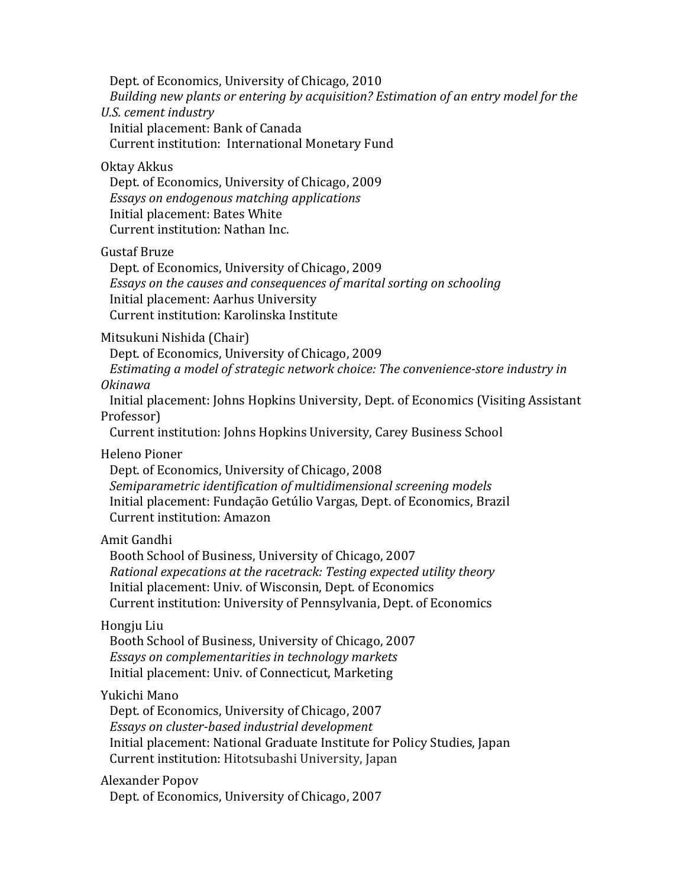Dept. of Economics, University of Chicago, 2010
*Building new plants or entering by acquisition? Estimation of an entry model for the U.S. cement industry*
Initial placement: Bank of Canada
Current institution: International Monetary Fund

Oktay Akkus
Dept. of Economics, University of Chicago, 2009
*Essays on endogenous matching applications*
Initial placement: Bates White
Current institution: Nathan Inc.

Gustaf Bruze
Dept. of Economics, University of Chicago, 2009
*Essays on the causes and consequences of marital sorting on schooling*
Initial placement: Aarhus University
Current institution: Karolinska Institute

Mitsukuni Nishida (Chair)
Dept. of Economics, University of Chicago, 2009
*Estimating a model of strategic network choice: The convenience-store industry in Okinawa*
Initial placement: Johns Hopkins University, Dept. of Economics (Visiting Assistant Professor)
Current institution: Johns Hopkins University, Carey Business School

Heleno Pioner
Dept. of Economics, University of Chicago, 2008
*Semiparametric identification of multidimensional screening models*
Initial placement: Fundação Getúlio Vargas, Dept. of Economics, Brazil
Current institution: Amazon

Amit Gandhi
Booth School of Business, University of Chicago, 2007
*Rational expecations at the racetrack: Testing expected utility theory*
Initial placement: Univ. of Wisconsin, Dept. of Economics
Current institution: University of Pennsylvania, Dept. of Economics

Hongju Liu
Booth School of Business, University of Chicago, 2007
*Essays on complementarities in technology markets*
Initial placement: Univ. of Connecticut, Marketing

Yukichi Mano
Dept. of Economics, University of Chicago, 2007
*Essays on cluster-based industrial development*
Initial placement: National Graduate Institute for Policy Studies, Japan
Current institution: Hitotsubashi University, Japan

Alexander Popov
Dept. of Economics, University of Chicago, 2007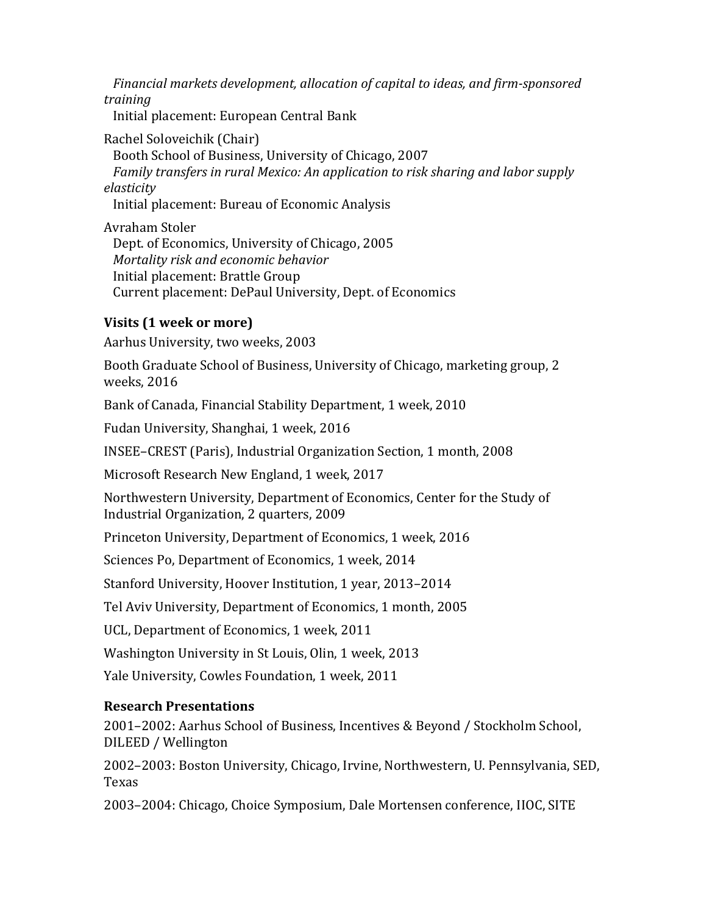*Financial markets development, allocation of capital to ideas, and firm-sponsored training*
Initial placement: European Central Bank

Rachel Soloveichik (Chair)
Booth School of Business, University of Chicago, 2007
*Family transfers in rural Mexico: An application to risk sharing and labor supply elasticity*
Initial placement: Bureau of Economic Analysis

Avraham Stoler
Dept. of Economics, University of Chicago, 2005
*Mortality risk and economic behavior*
Initial placement: Brattle Group
Current placement: DePaul University, Dept. of Economics

### Visits (1 week or more)

Aarhus University, two weeks, 2003

Booth Graduate School of Business, University of Chicago, marketing group, 2 weeks, 2016

Bank of Canada, Financial Stability Department, 1 week, 2010

Fudan University, Shanghai, 1 week, 2016

INSEE–CREST (Paris), Industrial Organization Section, 1 month, 2008

Microsoft Research New England, 1 week, 2017

Northwestern University, Department of Economics, Center for the Study of Industrial Organization, 2 quarters, 2009

Princeton University, Department of Economics, 1 week, 2016

Sciences Po, Department of Economics, 1 week, 2014

Stanford University, Hoover Institution, 1 year, 2013–2014

Tel Aviv University, Department of Economics, 1 month, 2005

UCL, Department of Economics, 1 week, 2011

Washington University in St Louis, Olin, 1 week, 2013

Yale University, Cowles Foundation, 1 week, 2011

### Research Presentations

2001–2002: Aarhus School of Business, Incentives & Beyond / Stockholm School, DILEED / Wellington

2002–2003: Boston University, Chicago, Irvine, Northwestern, U. Pennsylvania, SED, Texas

2003–2004: Chicago, Choice Symposium, Dale Mortensen conference, IIOC, SITE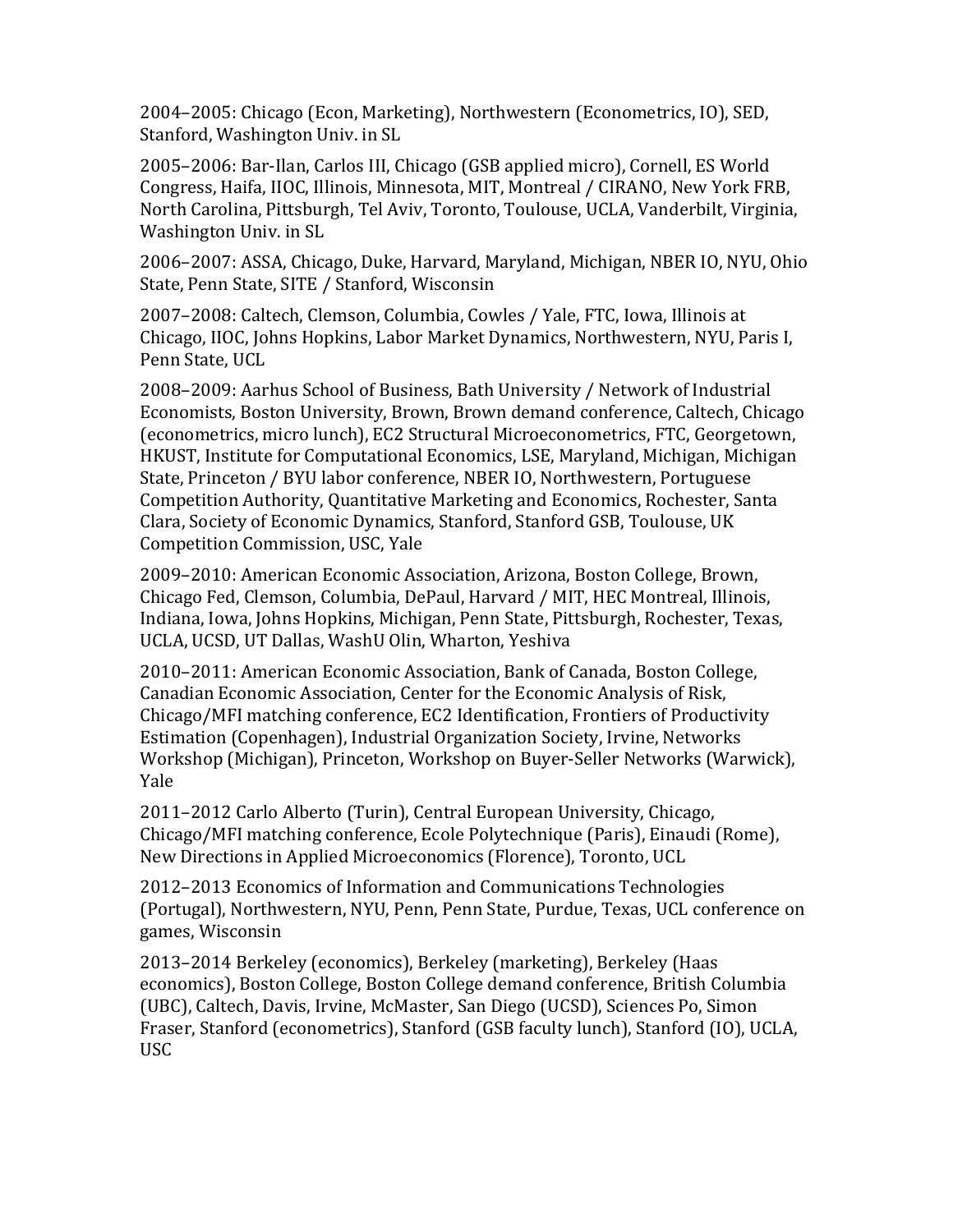2004–2005: Chicago (Econ, Marketing), Northwestern (Econometrics, IO), SED, Stanford, Washington Univ. in SL

2005–2006: Bar-Ilan, Carlos III, Chicago (GSB applied micro), Cornell, ES World Congress, Haifa, IIOC, Illinois, Minnesota, MIT, Montreal / CIRANO, New York FRB, North Carolina, Pittsburgh, Tel Aviv, Toronto, Toulouse, UCLA, Vanderbilt, Virginia, Washington Univ. in SL

2006–2007: ASSA, Chicago, Duke, Harvard, Maryland, Michigan, NBER IO, NYU, Ohio State, Penn State, SITE / Stanford, Wisconsin

2007–2008: Caltech, Clemson, Columbia, Cowles / Yale, FTC, Iowa, Illinois at Chicago, IIOC, Johns Hopkins, Labor Market Dynamics, Northwestern, NYU, Paris I, Penn State, UCL

2008–2009: Aarhus School of Business, Bath University / Network of Industrial Economists, Boston University, Brown, Brown demand conference, Caltech, Chicago (econometrics, micro lunch), EC2 Structural Microeconometrics, FTC, Georgetown, HKUST, Institute for Computational Economics, LSE, Maryland, Michigan, Michigan State, Princeton / BYU labor conference, NBER IO, Northwestern, Portuguese Competition Authority, Quantitative Marketing and Economics, Rochester, Santa Clara, Society of Economic Dynamics, Stanford, Stanford GSB, Toulouse, UK Competition Commission, USC, Yale

2009–2010: American Economic Association, Arizona, Boston College, Brown, Chicago Fed, Clemson, Columbia, DePaul, Harvard / MIT, HEC Montreal, Illinois, Indiana, Iowa, Johns Hopkins, Michigan, Penn State, Pittsburgh, Rochester, Texas, UCLA, UCSD, UT Dallas, WashU Olin, Wharton, Yeshiva

2010–2011: American Economic Association, Bank of Canada, Boston College, Canadian Economic Association, Center for the Economic Analysis of Risk, Chicago/MFI matching conference, EC2 Identification, Frontiers of Productivity Estimation (Copenhagen), Industrial Organization Society, Irvine, Networks Workshop (Michigan), Princeton, Workshop on Buyer-Seller Networks (Warwick), Yale

2011–2012 Carlo Alberto (Turin), Central European University, Chicago, Chicago/MFI matching conference, Ecole Polytechnique (Paris), Einaudi (Rome), New Directions in Applied Microeconomics (Florence), Toronto, UCL

2012–2013 Economics of Information and Communications Technologies (Portugal), Northwestern, NYU, Penn, Penn State, Purdue, Texas, UCL conference on games, Wisconsin

2013–2014 Berkeley (economics), Berkeley (marketing), Berkeley (Haas economics), Boston College, Boston College demand conference, British Columbia (UBC), Caltech, Davis, Irvine, McMaster, San Diego (UCSD), Sciences Po, Simon Fraser, Stanford (econometrics), Stanford (GSB faculty lunch), Stanford (IO), UCLA, USC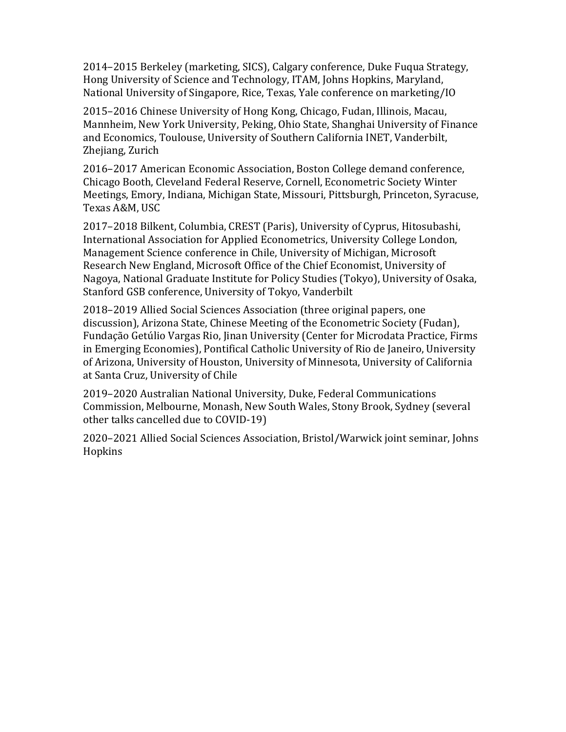2014–2015 Berkeley (marketing, SICS), Calgary conference, Duke Fuqua Strategy, Hong University of Science and Technology, ITAM, Johns Hopkins, Maryland, National University of Singapore, Rice, Texas, Yale conference on marketing/IO

2015–2016 Chinese University of Hong Kong, Chicago, Fudan, Illinois, Macau, Mannheim, New York University, Peking, Ohio State, Shanghai University of Finance and Economics, Toulouse, University of Southern California INET, Vanderbilt, Zhejiang, Zurich

2016–2017 American Economic Association, Boston College demand conference, Chicago Booth, Cleveland Federal Reserve, Cornell, Econometric Society Winter Meetings, Emory, Indiana, Michigan State, Missouri, Pittsburgh, Princeton, Syracuse, Texas A&M, USC

2017–2018 Bilkent, Columbia, CREST (Paris), University of Cyprus, Hitosubashi, International Association for Applied Econometrics, University College London, Management Science conference in Chile, University of Michigan, Microsoft Research New England, Microsoft Office of the Chief Economist, University of Nagoya, National Graduate Institute for Policy Studies (Tokyo), University of Osaka, Stanford GSB conference, University of Tokyo, Vanderbilt

2018–2019 Allied Social Sciences Association (three original papers, one discussion), Arizona State, Chinese Meeting of the Econometric Society (Fudan), Fundação Getúlio Vargas Rio, Jinan University (Center for Microdata Practice, Firms in Emerging Economies), Pontifical Catholic University of Rio de Janeiro, University of Arizona, University of Houston, University of Minnesota, University of California at Santa Cruz, University of Chile

2019–2020 Australian National University, Duke, Federal Communications Commission, Melbourne, Monash, New South Wales, Stony Brook, Sydney (several other talks cancelled due to COVID-19)

2020–2021 Allied Social Sciences Association, Bristol/Warwick joint seminar, Johns Hopkins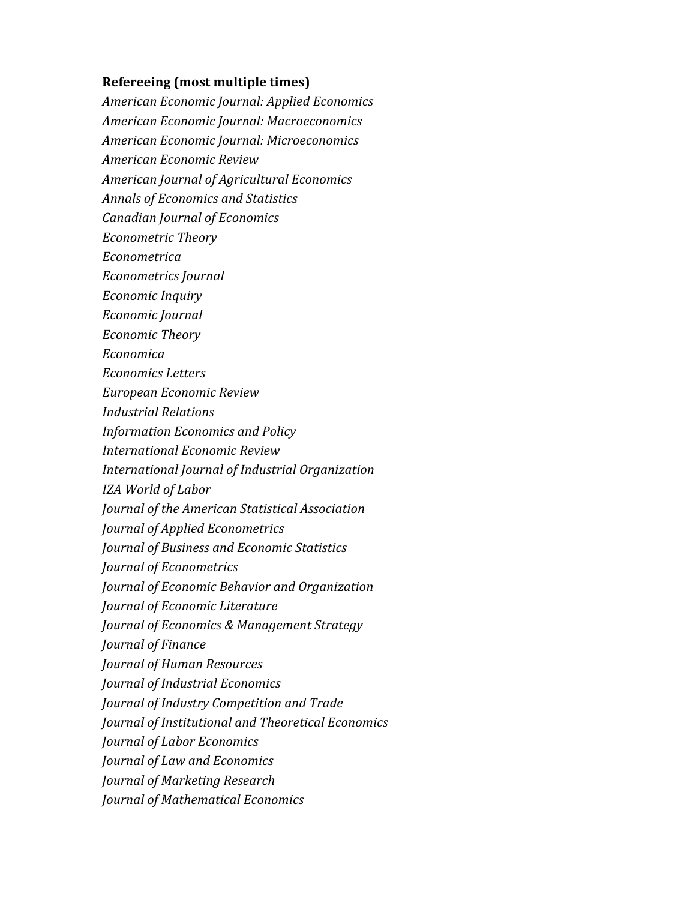**Refereeing (most multiple times)**

*American Economic Journal: Applied Economics*
*American Economic Journal: Macroeconomics*
*American Economic Journal: Microeconomics*
*American Economic Review*
*American Journal of Agricultural Economics*
*Annals of Economics and Statistics*
*Canadian Journal of Economics*
*Econometric Theory*
*Econometrica*
*Econometrics Journal*
*Economic Inquiry*
*Economic Journal*
*Economic Theory*
*Economica*
*Economics Letters*
*European Economic Review*
*Industrial Relations*
*Information Economics and Policy*
*International Economic Review*
*International Journal of Industrial Organization*
*IZA World of Labor*
*Journal of the American Statistical Association*
*Journal of Applied Econometrics*
*Journal of Business and Economic Statistics*
*Journal of Econometrics*
*Journal of Economic Behavior and Organization*
*Journal of Economic Literature*
*Journal of Economics & Management Strategy*
*Journal of Finance*
*Journal of Human Resources*
*Journal of Industrial Economics*
*Journal of Industry Competition and Trade*
*Journal of Institutional and Theoretical Economics*
*Journal of Labor Economics*
*Journal of Law and Economics*
*Journal of Marketing Research*
*Journal of Mathematical Economics*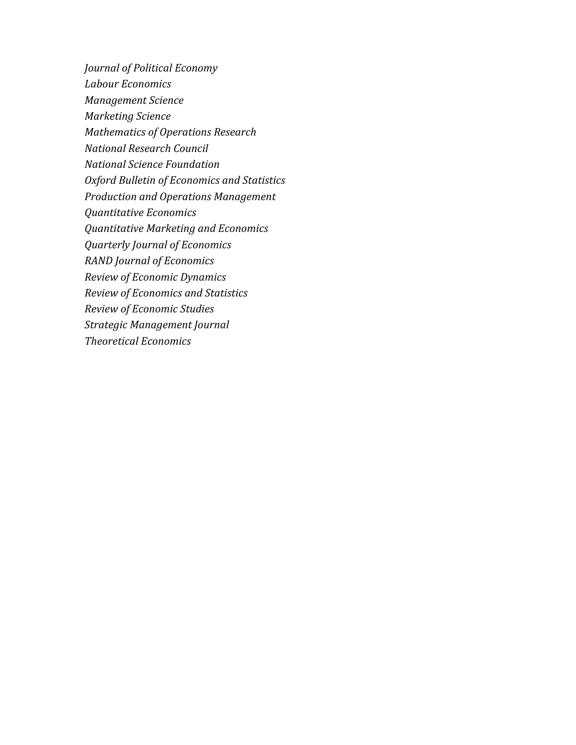*Journal of Political Economy*
*Labour Economics*
*Management Science*
*Marketing Science*
*Mathematics of Operations Research*
*National Research Council*
*National Science Foundation*
*Oxford Bulletin of Economics and Statistics*
*Production and Operations Management*
*Quantitative Economics*
*Quantitative Marketing and Economics*
*Quarterly Journal of Economics*
*RAND Journal of Economics*
*Review of Economic Dynamics*
*Review of Economics and Statistics*
*Review of Economic Studies*
*Strategic Management Journal*
*Theoretical Economics*